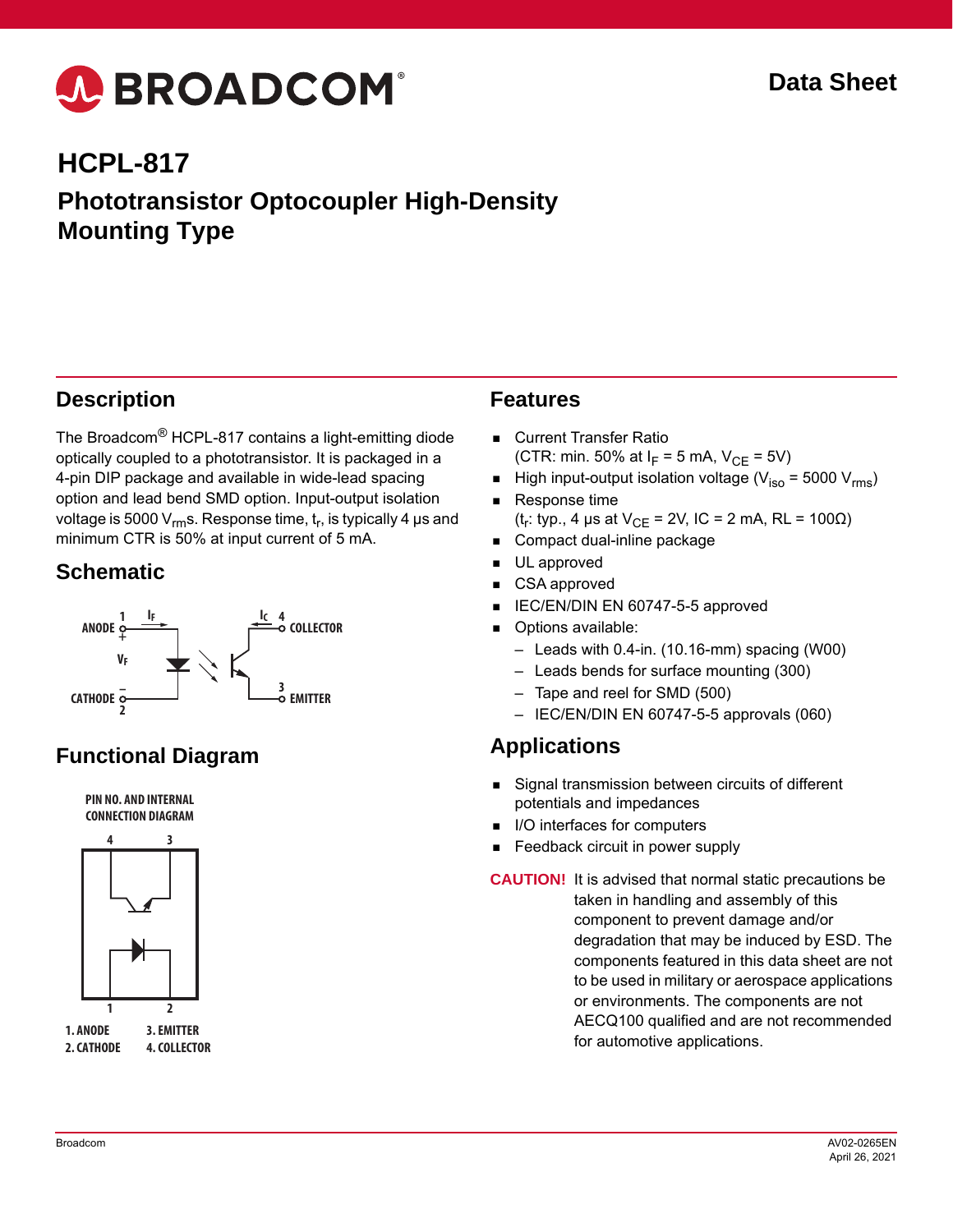Data Sheet

# HCPL-817

## Phototransistor Optocoupler High-Density Mounting Type

## Description

The Broadcom® HCPL-817 contains a light-emitting diode optically coupled to a phototransistor. It is packaged in a 4-pin DIP package and available in wide-lead spacing option and lead bend SMD option. Input-output isolation voltage is 5000 $V_{rm}$s. Response time, $t_r$, is typically 4 μs and minimum CTR is 50% at input current of 5 mA.

## Schematic

ANODE 1, $I_F$, +, $V_F$, –, CATHODE 2; $I_C$ 4 COLLECTOR; 3 EMITTER

## Functional Diagram

PIN NO. AND INTERNAL CONNECTION DIAGRAM

1. ANODE
2. CATHODE
3. EMITTER
4. COLLECTOR

## Features

- Current Transfer Ratio (CTR: min. 50% at $I_F$ = 5 mA, $V_{CE}$ = 5V)
- High input-output isolation voltage ($V_{iso}$ = 5000 $V_{rms}$)
- Response time ($t_r$: typ., 4 μs at $V_{CE}$ = 2V, IC = 2 mA, RL = 100Ω)
- Compact dual-inline package
- UL approved
- CSA approved
- IEC/EN/DIN EN 60747-5-5 approved
- Options available:
  - Leads with 0.4-in. (10.16-mm) spacing (W00)
  - Leads bends for surface mounting (300)
  - Tape and reel for SMD (500)
  - IEC/EN/DIN EN 60747-5-5 approvals (060)

## Applications

- Signal transmission between circuits of different potentials and impedances
- I/O interfaces for computers
- Feedback circuit in power supply

**CAUTION!** It is advised that normal static precautions be taken in handling and assembly of this component to prevent damage and/or degradation that may be induced by ESD. The components featured in this data sheet are not to be used in military or aerospace applications or environments. The components are not AECQ100 qualified and are not recommended for automotive applications.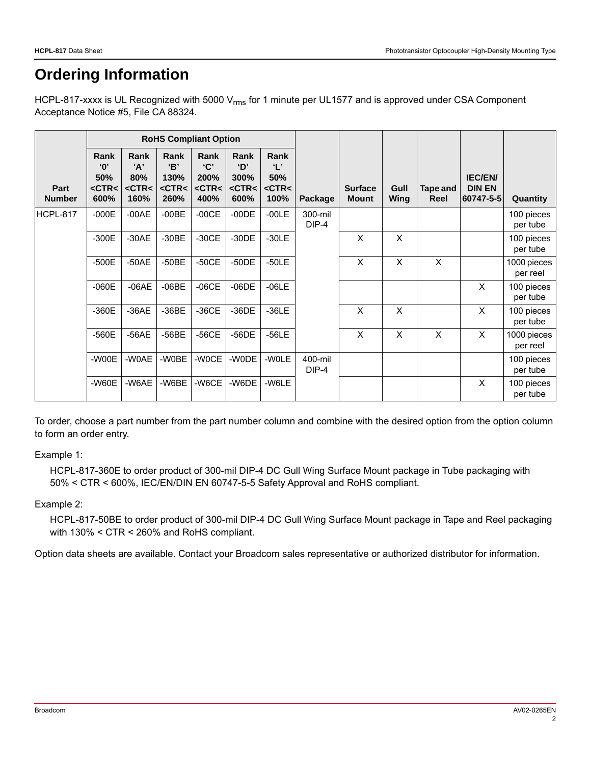# Ordering Information

HCPL-817-xxxx is UL Recognized with 5000 $V_{rms}$ for 1 minute per UL1577 and is approved under CSA Component Acceptance Notice #5, File CA 88324.

| Part Number | RoHS Compliant Option | | | | | | Package | Surface Mount | Gull Wing | Tape and Reel | IEC/EN/ DIN EN 60747-5-5 | Quantity |
|---|---|---|---|---|---|---|---|---|---|---|---|---|
| | Rank '0' 50% <CTR< 600% | Rank 'A' 80% <CTR< 160% | Rank 'B' 130% <CTR< 260% | Rank 'C' 200% <CTR< 400% | Rank 'D' 300% <CTR< 600% | Rank 'L' 50% <CTR< 100% | | | | | | |
| HCPL-817 | -000E | -00AE | -00BE | -00CE | -00DE | -00LE | 300-mil DIP-4 | | | | | 100 pieces per tube |
| | -300E | -30AE | -30BE | -30CE | -30DE | -30LE | | X | X | | | 100 pieces per tube |
| | -500E | -50AE | -50BE | -50CE | -50DE | -50LE | | X | X | X | | 1000 pieces per reel |
| | -060E | -06AE | -06BE | -06CE | -06DE | -06LE | | | | | X | 100 pieces per tube |
| | -360E | -36AE | -36BE | -36CE | -36DE | -36LE | | X | X | | X | 100 pieces per tube |
| | -560E | -56AE | -56BE | -56CE | -56DE | -56LE | | X | X | X | X | 1000 pieces per reel |
| | -W00E | -W0AE | -W0BE | -W0CE | -W0DE | -W0LE | 400-mil DIP-4 | | | | | 100 pieces per tube |
| | -W60E | -W6AE | -W6BE | -W6CE | -W6DE | -W6LE | | | | | X | 100 pieces per tube |

To order, choose a part number from the part number column and combine with the desired option from the option column to form an order entry.

Example 1:

HCPL-817-360E to order product of 300-mil DIP-4 DC Gull Wing Surface Mount package in Tube packaging with 50% < CTR < 600%, IEC/EN/DIN EN 60747-5-5 Safety Approval and RoHS compliant.

Example 2:

HCPL-817-50BE to order product of 300-mil DIP-4 DC Gull Wing Surface Mount package in Tape and Reel packaging with 130% < CTR < 260% and RoHS compliant.

Option data sheets are available. Contact your Broadcom sales representative or authorized distributor for information.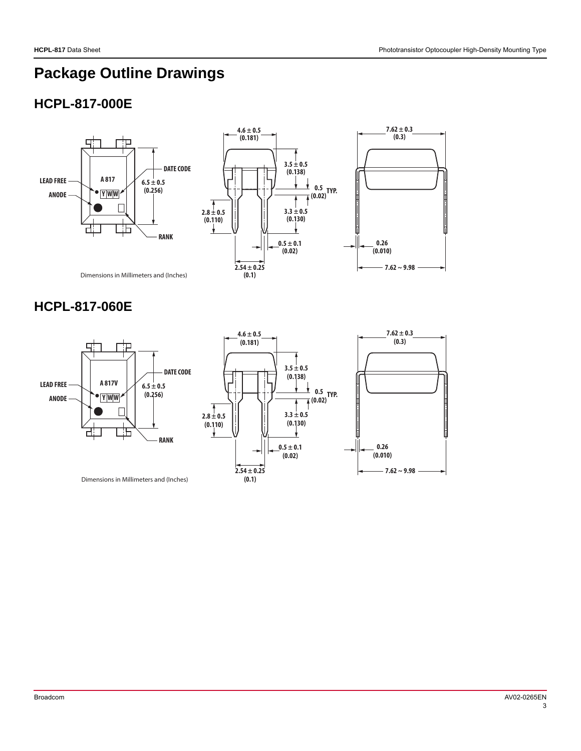# Package Outline Drawings

## HCPL-817-000E

LEAD FREE
ANODE
A 817
Y WW
DATE CODE
6.5 ± 0.5 (0.256)
RANK

4.6 ± 0.5 (0.181)
3.5 ± 0.5 (0.138)
0.5 (0.02) TYP.
2.8 ± 0.5 (0.110)
3.3 ± 0.5 (0.130)
0.5 ± 0.1 (0.02)
2.54 ± 0.25 (0.1)

7.62 ± 0.3 (0.3)
0.26 (0.010)
7.62 ~ 9.98

Dimensions in Millimeters and (Inches)

## HCPL-817-060E

LEAD FREE
ANODE
A 817V
Y WW
DATE CODE
6.5 ± 0.5 (0.256)
RANK

4.6 ± 0.5 (0.181)
3.5 ± 0.5 (0.138)
0.5 (0.02) TYP.
2.8 ± 0.5 (0.110)
3.3 ± 0.5 (0.130)
0.5 ± 0.1 (0.02)
2.54 ± 0.25 (0.1)

7.62 ± 0.3 (0.3)
0.26 (0.010)
7.62 ~ 9.98

Dimensions in Millimeters and (Inches)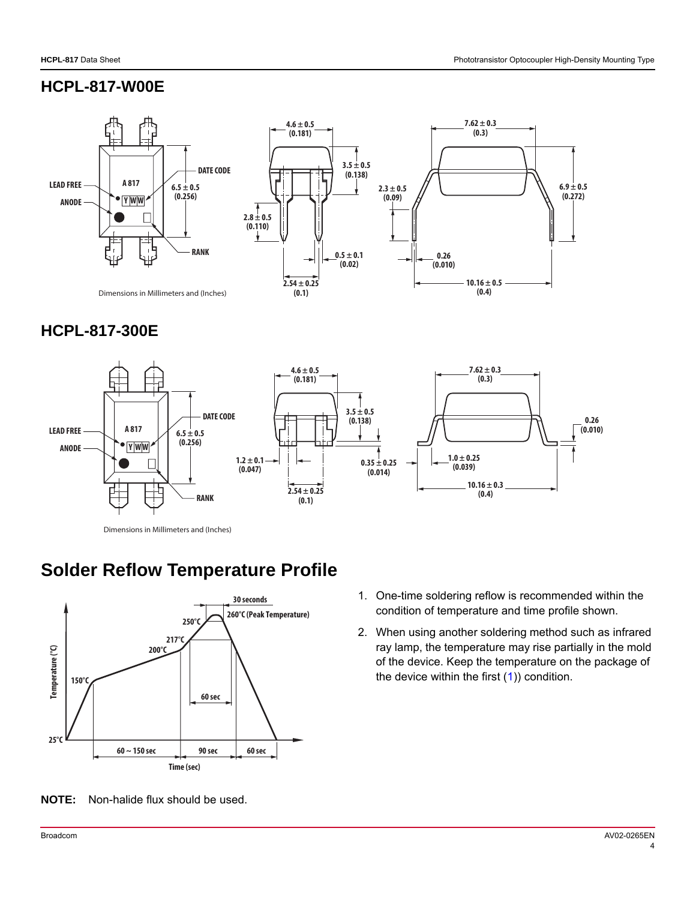## HCPL-817-W00E

Dimensions in Millimeters and (Inches)

## HCPL-817-300E

Dimensions in Millimeters and (Inches)

# Solder Reflow Temperature Profile

1. One-time soldering reflow is recommended within the condition of temperature and time profile shown.
2. When using another soldering method such as infrared ray lamp, the temperature may rise partially in the mold of the device. Keep the temperature on the package of the device within the first (1)) condition.

**NOTE:** Non-halide flux should be used.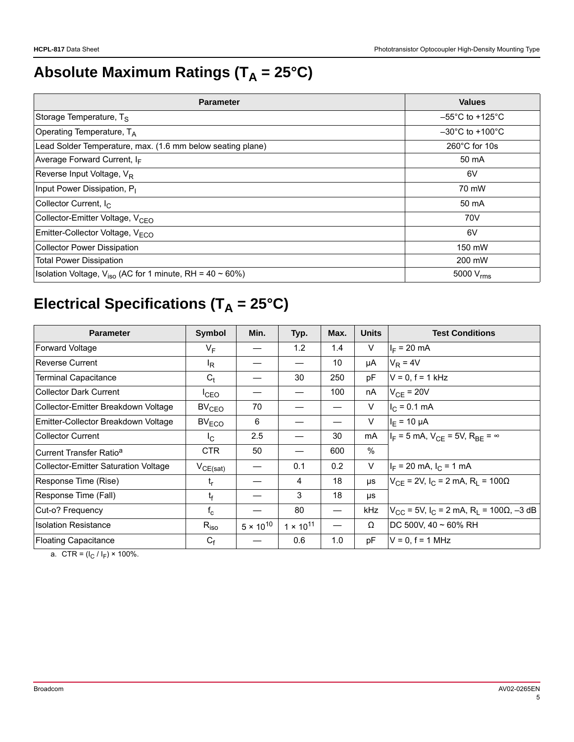# Absolute Maximum Ratings ($T_A$ = 25°C)

| Parameter | Values |
|---|---|
| Storage Temperature, $T_S$ | –55°C to +125°C |
| Operating Temperature, $T_A$ | –30°C to +100°C |
| Lead Solder Temperature, max. (1.6 mm below seating plane) | 260°C for 10s |
| Average Forward Current, $I_F$ | 50 mA |
| Reverse Input Voltage, $V_R$ | 6V |
| Input Power Dissipation, $P_I$ | 70 mW |
| Collector Current, $I_C$ | 50 mA |
| Collector-Emitter Voltage, $V_{CEO}$ | 70V |
| Emitter-Collector Voltage, $V_{ECO}$ | 6V |
| Collector Power Dissipation | 150 mW |
| Total Power Dissipation | 200 mW |
| Isolation Voltage, $V_{iso}$ (AC for 1 minute, RH = 40 ~ 60%) | 5000 $V_{rms}$ |

# Electrical Specifications ($T_A$ = 25°C)

| Parameter | Symbol | Min. | Typ. | Max. | Units | Test Conditions |
|---|---|---|---|---|---|---|
| Forward Voltage | $V_F$ | — | 1.2 | 1.4 | V | $I_F$ = 20 mA |
| Reverse Current | $I_R$ | — | — | 10 | µA | $V_R$ = 4V |
| Terminal Capacitance | $C_t$ | — | 30 | 250 | pF | V = 0, f = 1 kHz |
| Collector Dark Current | $I_{CEO}$ | — | — | 100 | nA | $V_{CE}$ = 20V |
| Collector-Emitter Breakdown Voltage | $BV_{CEO}$ | 70 | — | — | V | $I_C$ = 0.1 mA |
| Emitter-Collector Breakdown Voltage | $BV_{ECO}$ | 6 | — | — | V | $I_E$ = 10 µA |
| Collector Current | $I_C$ | 2.5 | — | 30 | mA | $I_F$ = 5 mA, $V_{CE}$ = 5V, $R_{BE}$ = ∞ |
| Current Transfer Ratio[a] | CTR | 50 | — | 600 | % | |
| Collector-Emitter Saturation Voltage | $V_{CE(sat)}$ | — | 0.1 | 0.2 | V | $I_F$ = 20 mA, $I_C$ = 1 mA |
| Response Time (Rise) | $t_r$ | — | 4 | 18 | µs | $V_{CE}$ = 2V, $I_C$ = 2 mA, $R_L$ = 100Ω |
| Response Time (Fall) | $t_f$ | — | 3 | 18 | µs | |
| Cut-o? Frequency | $f_c$ | — | 80 | — | kHz | $V_{CC}$ = 5V, $I_C$ = 2 mA, $R_L$ = 100Ω, –3 dB |
| Isolation Resistance | $R_{iso}$ | $5 \times 10^{10}$ | $1 \times 10^{11}$ | — | Ω | DC 500V, 40 ~ 60% RH |
| Floating Capacitance | $C_f$ | — | 0.6 | 1.0 | pF | V = 0, f = 1 MHz |

a. CTR = ($I_C$ / $I_F$) × 100%.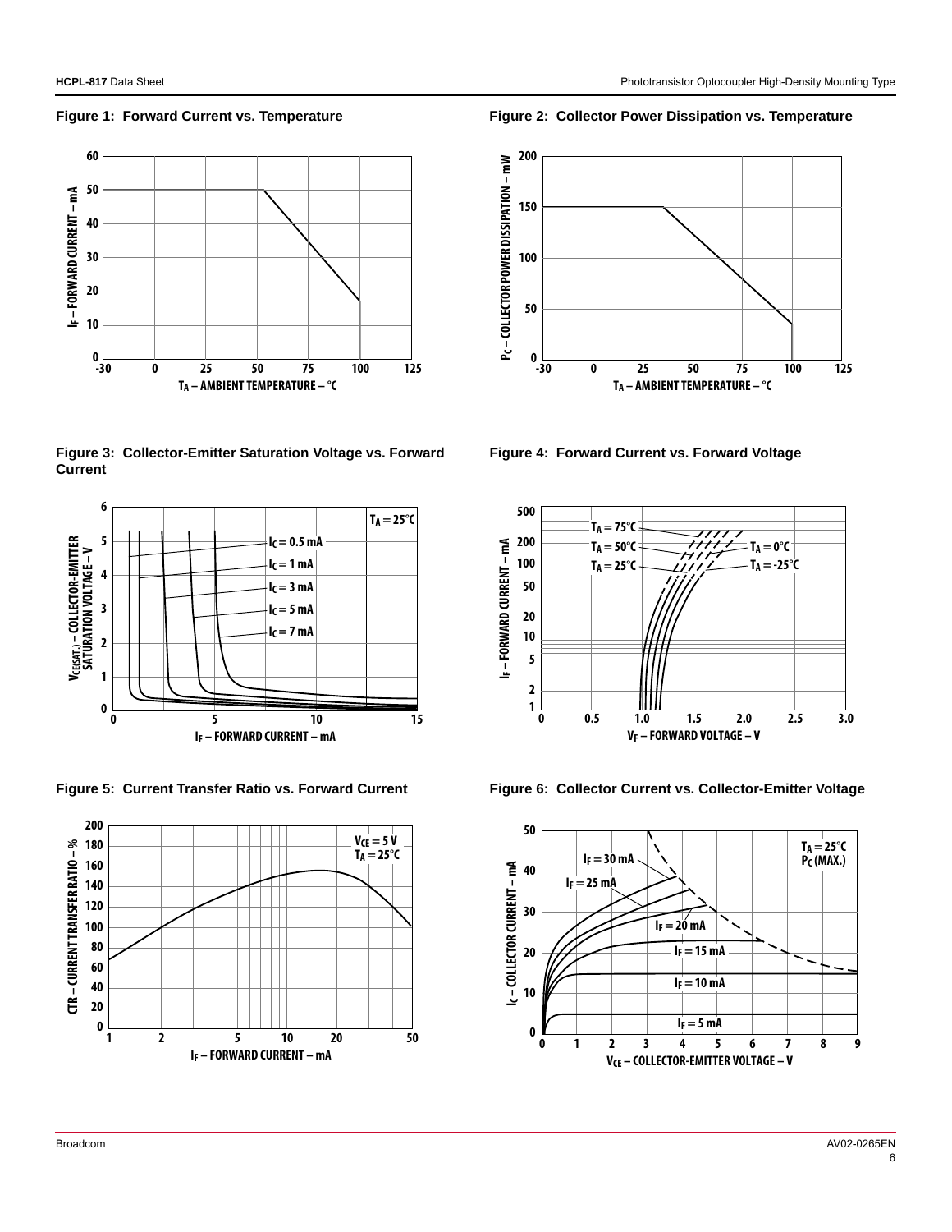**Figure 1: Forward Current vs. Temperature**

**Figure 2: Collector Power Dissipation vs. Temperature**

**Figure 3: Collector-Emitter Saturation Voltage vs. Forward Current**

**Figure 4: Forward Current vs. Forward Voltage**

**Figure 5: Current Transfer Ratio vs. Forward Current**

**Figure 6: Collector Current vs. Collector-Emitter Voltage**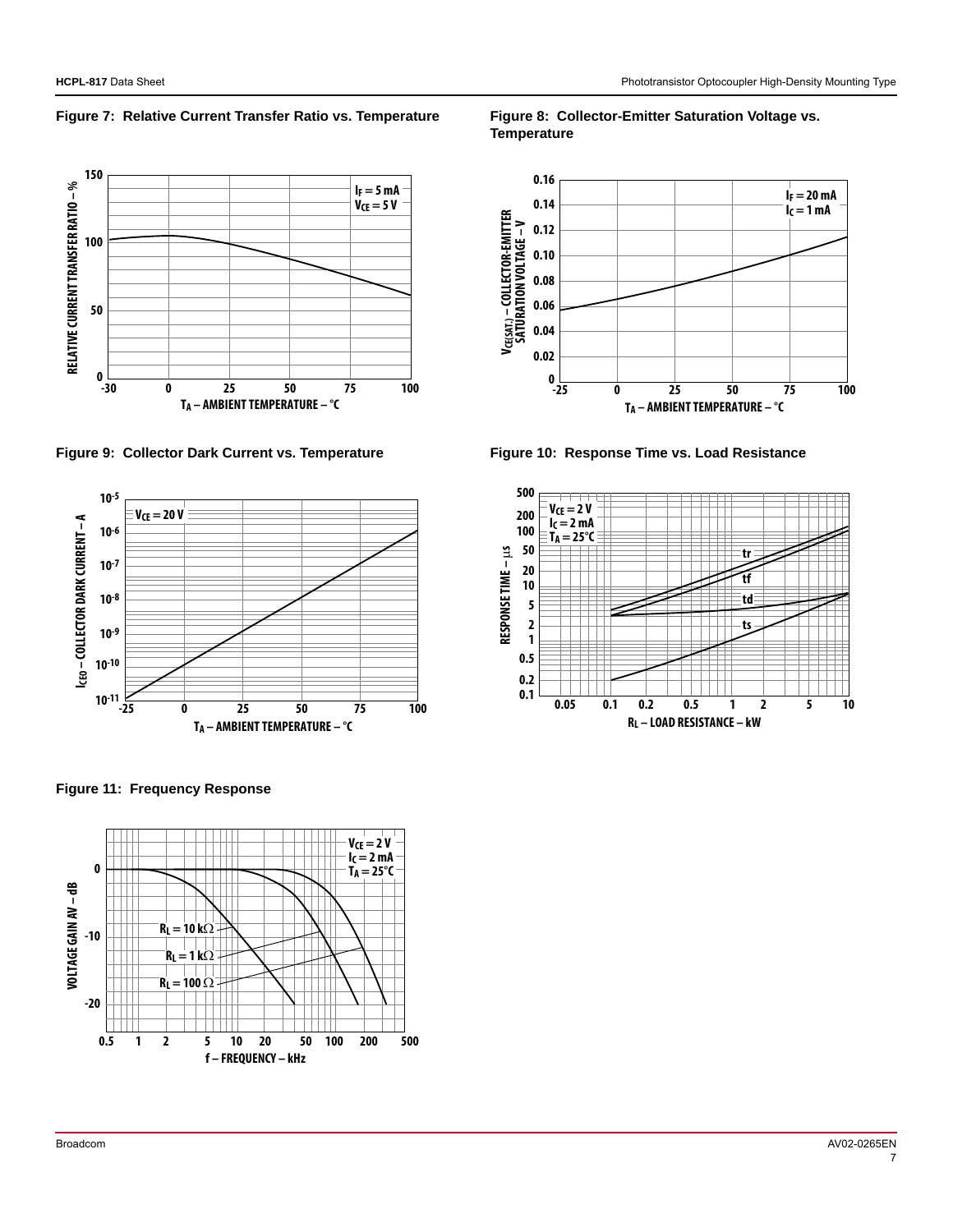**Figure 7: Relative Current Transfer Ratio vs. Temperature**

**Figure 8: Collector-Emitter Saturation Voltage vs. Temperature**

**Figure 9: Collector Dark Current vs. Temperature**

**Figure 10: Response Time vs. Load Resistance**

**Figure 11: Frequency Response**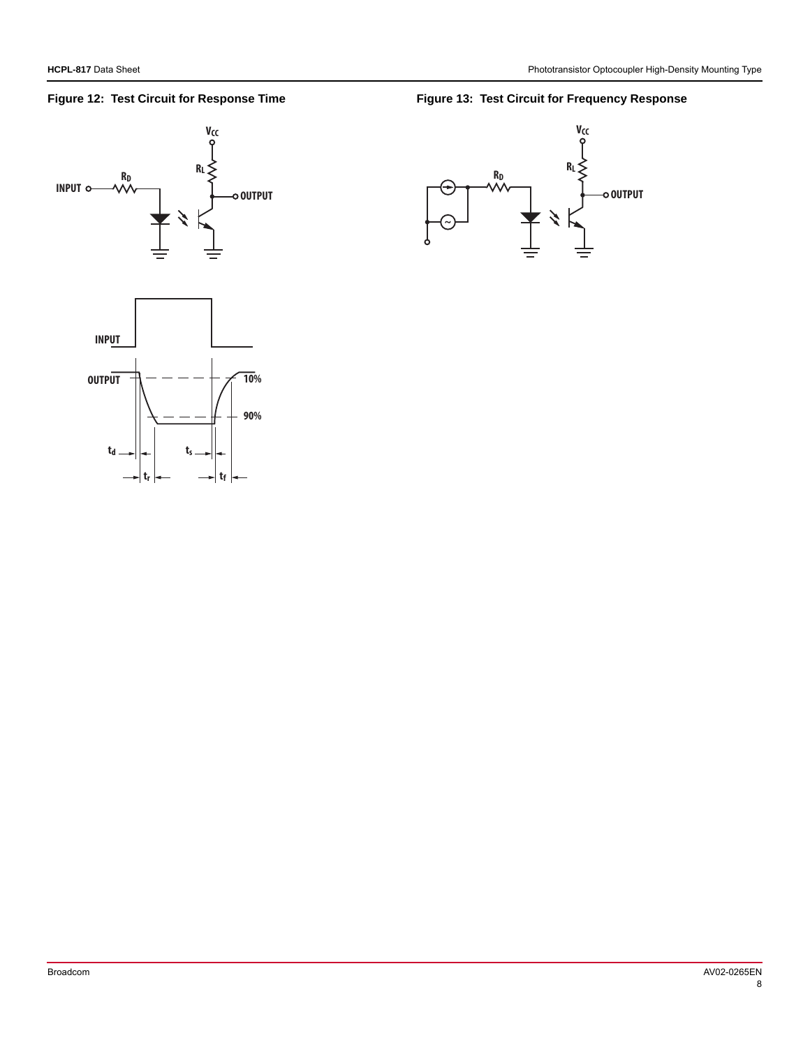## Figure 12: Test Circuit for Response Time

## Figure 13: Test Circuit for Frequency Response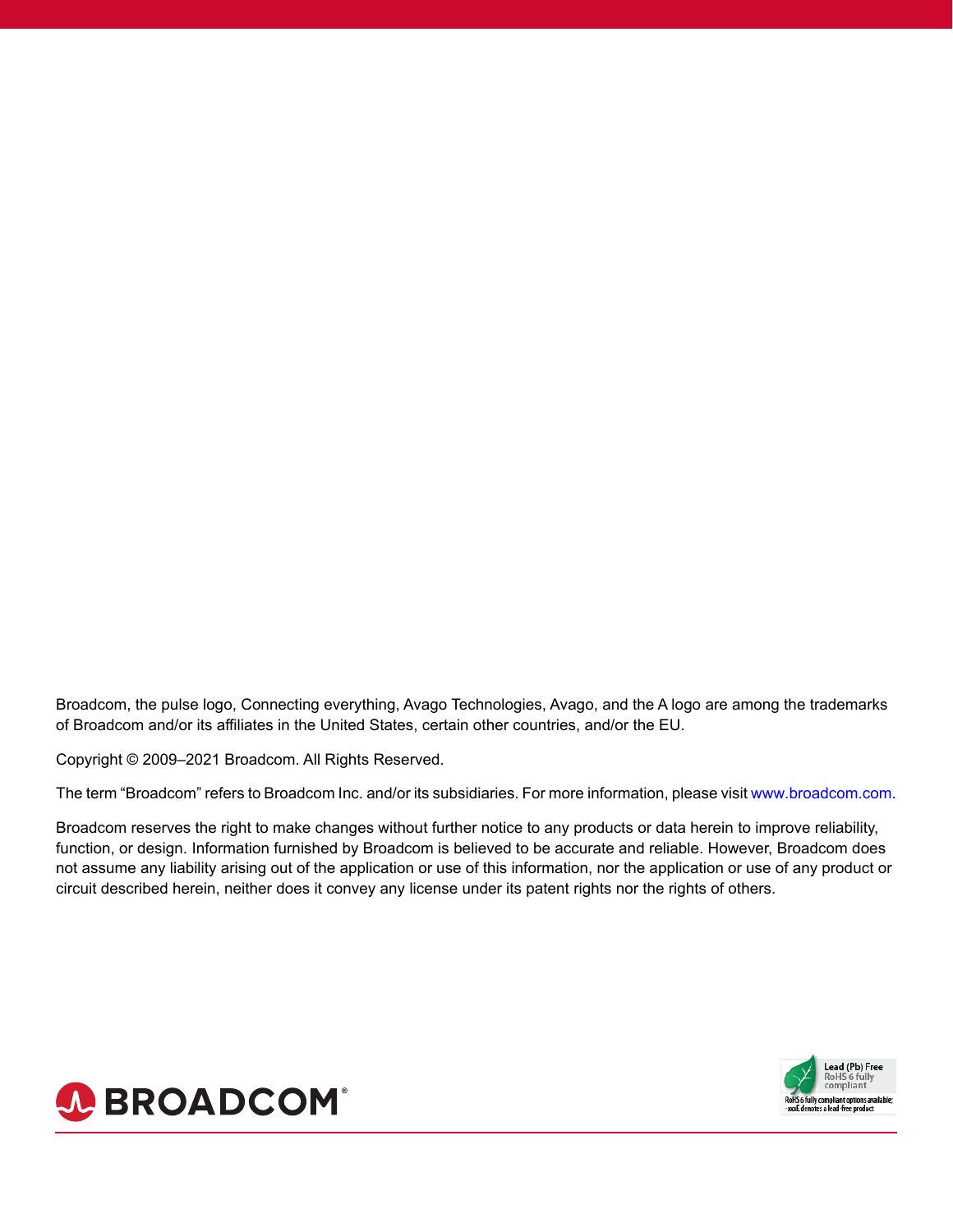Broadcom, the pulse logo, Connecting everything, Avago Technologies, Avago, and the A logo are among the trademarks of Broadcom and/or its affiliates in the United States, certain other countries, and/or the EU.

Copyright © 2009–2021 Broadcom. All Rights Reserved.

The term "Broadcom" refers to Broadcom Inc. and/or its subsidiaries. For more information, please visit www.broadcom.com.

Broadcom reserves the right to make changes without further notice to any products or data herein to improve reliability, function, or design. Information furnished by Broadcom is believed to be accurate and reliable. However, Broadcom does not assume any liability arising out of the application or use of this information, nor the application or use of any product or circuit described herein, neither does it convey any license under its patent rights nor the rights of others.

BROADCOM®

Lead (Pb) Free
RoHS 6 fully compliant

RoHS 6 fully compliant options available; -xxxE denotes a lead-free product